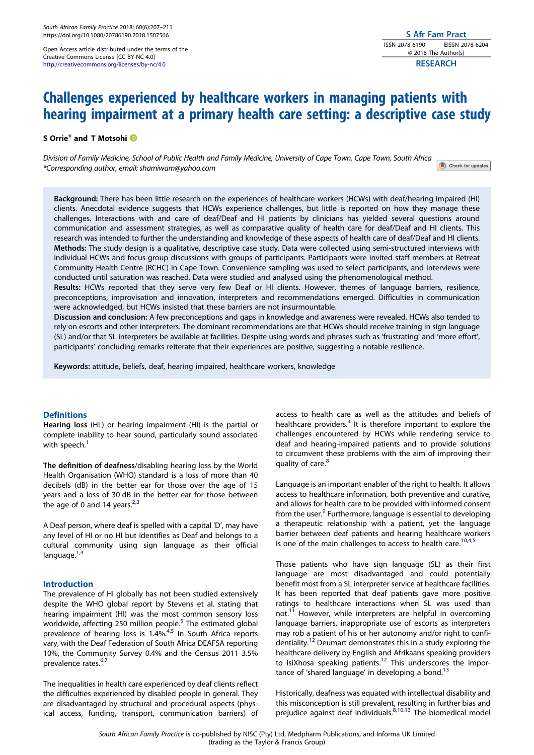# Challenges experienced by healthcare workers in managing patients with hearing impairment at a primary health care setting: a descriptive case study

**S Orrie*** and **T Motsohi**

*Division of Family Medicine, School of Public Health and Family Medicine, University of Cape Town, Cape Town, South Africa*
*\*Corresponding author, email: shamiwam@yahoo.com*

**Background:** There has been little research on the experiences of healthcare workers (HCWs) with deaf/hearing impaired (HI) clients. Anecdotal evidence suggests that HCWs experience challenges, but little is reported on how they manage these challenges. Interactions with and care of deaf/Deaf and HI patients by clinicians has yielded several questions around communication and assessment strategies, as well as comparative quality of health care for deaf/Deaf and HI clients. This research was intended to further the understanding and knowledge of these aspects of health care of deaf/Deaf and HI clients.

**Methods:** The study design is a qualitative, descriptive case study. Data were collected using semi-structured interviews with individual HCWs and focus-group discussions with groups of participants. Participants were invited staff members at Retreat Community Health Centre (RCHC) in Cape Town. Convenience sampling was used to select participants, and interviews were conducted until saturation was reached. Data were studied and analysed using the phenomenological method.

**Results:** HCWs reported that they serve very few Deaf or HI clients. However, themes of language barriers, resilience, preconceptions, improvisation and innovation, interpreters and recommendations emerged. Difficulties in communication were acknowledged, but HCWs insisted that these barriers are not insurmountable.

**Discussion and conclusion:** A few preconceptions and gaps in knowledge and awareness were revealed. HCWs also tended to rely on escorts and other interpreters. The dominant recommendations are that HCWs should receive training in sign language (SL) and/or that SL interpreters be available at facilities. Despite using words and phrases such as 'frustrating' and 'more effort', participants' concluding remarks reiterate that their experiences are positive, suggesting a notable resilience.

**Keywords:** attitude, beliefs, deaf, hearing impaired, healthcare workers, knowledge

## Definitions

**Hearing loss** (HL) or hearing impairment (HI) is the partial or complete inability to hear sound, particularly sound associated with speech.[1]

**The definition of deafness**/disabling hearing loss by the World Health Organisation (WHO) standard is a loss of more than 40 decibels (dB) in the better ear for those over the age of 15 years and a loss of 30 dB in the better ear for those between the age of 0 and 14 years.[2,3]

A Deaf person, where deaf is spelled with a capital 'D', may have any level of HI or no HI but identifies as Deaf and belongs to a cultural community using sign language as their official language.[1,4]

## Introduction

The prevalence of HI globally has not been studied extensively despite the WHO global report by Stevens et al. stating that hearing impairment (HI) was the most common sensory loss worldwide, affecting 250 million people.[5] The estimated global prevalence of hearing loss is 1.4%.[4,5] In South Africa reports vary, with the Deaf Federation of South Africa DEAFSA reporting 10%, the Community Survey 0.4% and the Census 2011 3.5% prevalence rates.[6,7]

The inequalities in health care experienced by deaf clients reflect the difficulties experienced by disabled people in general. They are disadvantaged by structural and procedural aspects (physical access, funding, transport, communication barriers) of access to health care as well as the attitudes and beliefs of healthcare providers.[4] It is therefore important to explore the challenges encountered by HCWs while rendering service to deaf and hearing-impaired patients and to provide solutions to circumvent these problems with the aim of improving their quality of care.[8]

Language is an important enabler of the right to health. It allows access to healthcare information, both preventive and curative, and allows for health care to be provided with informed consent from the user.[9] Furthermore, language is essential to developing a therapeutic relationship with a patient, yet the language barrier between deaf patients and hearing healthcare workers is one of the main challenges to access to health care.[10,4,5]

Those patients who have sign language (SL) as their first language are most disadvantaged and could potentially benefit most from a SL interpreter service at healthcare facilities. It has been reported that deaf patients gave more positive ratings to healthcare interactions when SL was used than not.[11] However, while interpreters are helpful in overcoming language barriers, inappropriate use of escorts as interpreters may rob a patient of his or her autonomy and/or right to confidentiality.[12] Deumart demonstrates this in a study exploring the healthcare delivery by English and Afrikaans speaking providers to IsiXhosa speaking patients.[12] This underscores the importance of 'shared language' in developing a bond.[13]

Historically, deafness was equated with intellectual disability and this misconception is still prevalent, resulting in further bias and prejudice against deaf individuals.[8,10,13] The biomedical model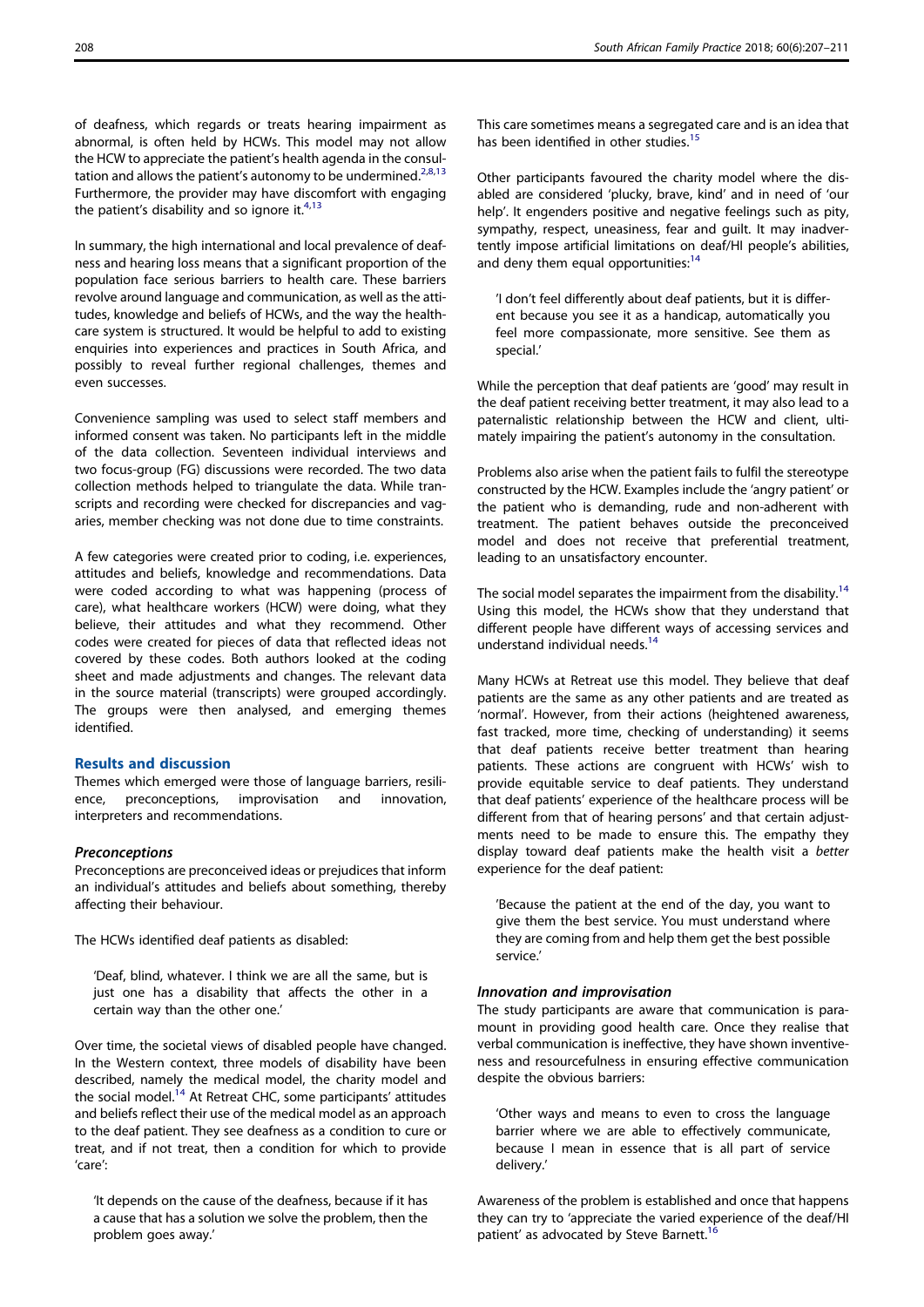of deafness, which regards or treats hearing impairment as abnormal, is often held by HCWs. This model may not allow the HCW to appreciate the patient's health agenda in the consultation and allows the patient's autonomy to be undermined.[2,8,13] Furthermore, the provider may have discomfort with engaging the patient's disability and so ignore it.[4,13]

In summary, the high international and local prevalence of deafness and hearing loss means that a significant proportion of the population face serious barriers to health care. These barriers revolve around language and communication, as well as the attitudes, knowledge and beliefs of HCWs, and the way the healthcare system is structured. It would be helpful to add to existing enquiries into experiences and practices in South Africa, and possibly to reveal further regional challenges, themes and even successes.

Convenience sampling was used to select staff members and informed consent was taken. No participants left in the middle of the data collection. Seventeen individual interviews and two focus-group (FG) discussions were recorded. The two data collection methods helped to triangulate the data. While transcripts and recording were checked for discrepancies and vagaries, member checking was not done due to time constraints.

A few categories were created prior to coding, i.e. experiences, attitudes and beliefs, knowledge and recommendations. Data were coded according to what was happening (process of care), what healthcare workers (HCW) were doing, what they believe, their attitudes and what they recommend. Other codes were created for pieces of data that reflected ideas not covered by these codes. Both authors looked at the coding sheet and made adjustments and changes. The relevant data in the source material (transcripts) were grouped accordingly. The groups were then analysed, and emerging themes identified.

## Results and discussion

Themes which emerged were those of language barriers, resilience, preconceptions, improvisation and innovation, interpreters and recommendations.

### *Preconceptions*

Preconceptions are preconceived ideas or prejudices that inform an individual's attitudes and beliefs about something, thereby affecting their behaviour.

The HCWs identified deaf patients as disabled:

> 'Deaf, blind, whatever. I think we are all the same, but is just one has a disability that affects the other in a certain way than the other one.'

Over time, the societal views of disabled people have changed. In the Western context, three models of disability have been described, namely the medical model, the charity model and the social model.[14] At Retreat CHC, some participants' attitudes and beliefs reflect their use of the medical model as an approach to the deaf patient. They see deafness as a condition to cure or treat, and if not treat, then a condition for which to provide 'care':

> 'It depends on the cause of the deafness, because if it has a cause that has a solution we solve the problem, then the problem goes away.'

This care sometimes means a segregated care and is an idea that has been identified in other studies.[15]

Other participants favoured the charity model where the disabled are considered 'plucky, brave, kind' and in need of 'our help'. It engenders positive and negative feelings such as pity, sympathy, respect, uneasiness, fear and guilt. It may inadvertently impose artificial limitations on deaf/HI people's abilities, and deny them equal opportunities:[14]

> 'I don't feel differently about deaf patients, but it is different because you see it as a handicap, automatically you feel more compassionate, more sensitive. See them as special.'

While the perception that deaf patients are 'good' may result in the deaf patient receiving better treatment, it may also lead to a paternalistic relationship between the HCW and client, ultimately impairing the patient's autonomy in the consultation.

Problems also arise when the patient fails to fulfil the stereotype constructed by the HCW. Examples include the 'angry patient' or the patient who is demanding, rude and non-adherent with treatment. The patient behaves outside the preconceived model and does not receive that preferential treatment, leading to an unsatisfactory encounter.

The social model separates the impairment from the disability.[14] Using this model, the HCWs show that they understand that different people have different ways of accessing services and understand individual needs.[14]

Many HCWs at Retreat use this model. They believe that deaf patients are the same as any other patients and are treated as 'normal'. However, from their actions (heightened awareness, fast tracked, more time, checking of understanding) it seems that deaf patients receive better treatment than hearing patients. These actions are congruent with HCWs' wish to provide equitable service to deaf patients. They understand that deaf patients' experience of the healthcare process will be different from that of hearing persons' and that certain adjustments need to be made to ensure this. The empathy they display toward deaf patients make the health visit a *better* experience for the deaf patient:

> 'Because the patient at the end of the day, you want to give them the best service. You must understand where they are coming from and help them get the best possible service.'

### *Innovation and improvisation*

The study participants are aware that communication is paramount in providing good health care. Once they realise that verbal communication is ineffective, they have shown inventiveness and resourcefulness in ensuring effective communication despite the obvious barriers:

> 'Other ways and means to even to cross the language barrier where we are able to effectively communicate, because I mean in essence that is all part of service delivery.'

Awareness of the problem is established and once that happens they can try to 'appreciate the varied experience of the deaf/HI patient' as advocated by Steve Barnett.[16]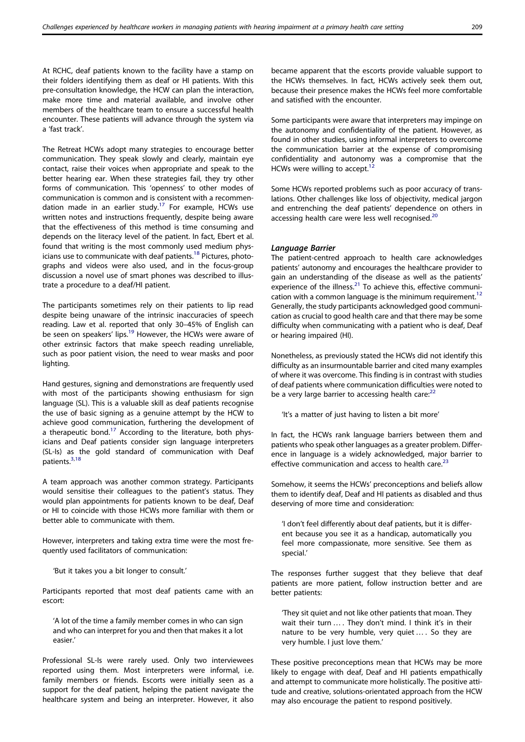At RCHC, deaf patients known to the facility have a stamp on their folders identifying them as deaf or HI patients. With this pre-consultation knowledge, the HCW can plan the interaction, make more time and material available, and involve other members of the healthcare team to ensure a successful health encounter. These patients will advance through the system via a 'fast track'.

The Retreat HCWs adopt many strategies to encourage better communication. They speak slowly and clearly, maintain eye contact, raise their voices when appropriate and speak to the better hearing ear. When these strategies fail, they try other forms of communication. This 'openness' to other modes of communication is common and is consistent with a recommendation made in an earlier study.[17] For example, HCWs use written notes and instructions frequently, despite being aware that the effectiveness of this method is time consuming and depends on the literacy level of the patient. In fact, Ebert et al. found that writing is the most commonly used medium physicians use to communicate with deaf patients.[18] Pictures, photographs and videos were also used, and in the focus-group discussion a novel use of smart phones was described to illustrate a procedure to a deaf/HI patient.

The participants sometimes rely on their patients to lip read despite being unaware of the intrinsic inaccuracies of speech reading. Law et al. reported that only 30–45% of English can be seen on speakers' lips.[19] However, the HCWs were aware of other extrinsic factors that make speech reading unreliable, such as poor patient vision, the need to wear masks and poor lighting.

Hand gestures, signing and demonstrations are frequently used with most of the participants showing enthusiasm for sign language (SL). This is a valuable skill as deaf patients recognise the use of basic signing as a genuine attempt by the HCW to achieve good communication, furthering the development of a therapeutic bond.[17] According to the literature, both physicians and Deaf patients consider sign language interpreters (SL-Is) as the gold standard of communication with Deaf patients.[3,18]

A team approach was another common strategy. Participants would sensitise their colleagues to the patient's status. They would plan appointments for patients known to be deaf, Deaf or HI to coincide with those HCWs more familiar with them or better able to communicate with them.

However, interpreters and taking extra time were the most frequently used facilitators of communication:

> 'But it takes you a bit longer to consult.'

Participants reported that most deaf patients came with an escort:

> 'A lot of the time a family member comes in who can sign and who can interpret for you and then that makes it a lot easier.'

Professional SL-Is were rarely used. Only two interviewees reported using them. Most interpreters were informal, i.e. family members or friends. Escorts were initially seen as a support for the deaf patient, helping the patient navigate the healthcare system and being an interpreter. However, it also became apparent that the escorts provide valuable support to the HCWs themselves. In fact, HCWs actively seek them out, because their presence makes the HCWs feel more comfortable and satisfied with the encounter.

Some participants were aware that interpreters may impinge on the autonomy and confidentiality of the patient. However, as found in other studies, using informal interpreters to overcome the communication barrier at the expense of compromising confidentiality and autonomy was a compromise that the HCWs were willing to accept.[12]

Some HCWs reported problems such as poor accuracy of translations. Other challenges like loss of objectivity, medical jargon and entrenching the deaf patients' dependence on others in accessing health care were less well recognised.[20]

### *Language Barrier*

The patient-centred approach to health care acknowledges patients' autonomy and encourages the healthcare provider to gain an understanding of the disease as well as the patients' experience of the illness.[21] To achieve this, effective communication with a common language is the minimum requirement.[12] Generally, the study participants acknowledged good communication as crucial to good health care and that there may be some difficulty when communicating with a patient who is deaf, Deaf or hearing impaired (HI).

Nonetheless, as previously stated the HCWs did not identify this difficulty as an insurmountable barrier and cited many examples of where it was overcome. This finding is in contrast with studies of deaf patients where communication difficulties were noted to be a very large barrier to accessing health care:[22]

> 'It's a matter of just having to listen a bit more'

In fact, the HCWs rank language barriers between them and patients who speak other languages as a greater problem. Difference in language is a widely acknowledged, major barrier to effective communication and access to health care.[23]

Somehow, it seems the HCWs' preconceptions and beliefs allow them to identify deaf, Deaf and HI patients as disabled and thus deserving of more time and consideration:

> 'I don't feel differently about deaf patients, but it is different because you see it as a handicap, automatically you feel more compassionate, more sensitive. See them as special.'

The responses further suggest that they believe that deaf patients are more patient, follow instruction better and are better patients:

> 'They sit quiet and not like other patients that moan. They wait their turn … . They don't mind. I think it's in their nature to be very humble, very quiet … . So they are very humble. I just love them.'

These positive preconceptions mean that HCWs may be more likely to engage with deaf, Deaf and HI patients empathically and attempt to communicate more holistically. The positive attitude and creative, solutions-orientated approach from the HCW may also encourage the patient to respond positively.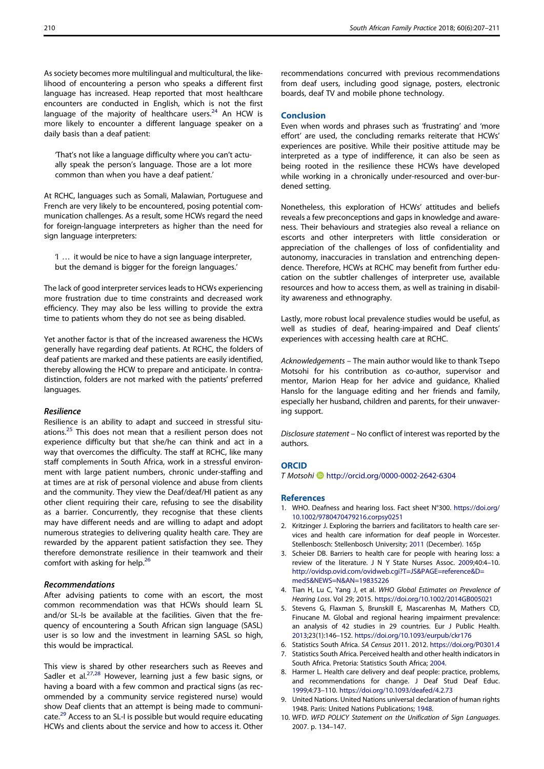As society becomes more multilingual and multicultural, the likelihood of encountering a person who speaks a different first language has increased. Heap reported that most healthcare encounters are conducted in English, which is not the first language of the majority of healthcare users.[24] An HCW is more likely to encounter a different language speaker on a daily basis than a deaf patient:

> 'That's not like a language difficulty where you can't actually speak the person's language. Those are a lot more common than when you have a deaf patient.'

At RCHC, languages such as Somali, Malawian, Portuguese and French are very likely to be encountered, posing potential communication challenges. As a result, some HCWs regard the need for foreign-language interpreters as higher than the need for sign language interpreters:

> 'I … it would be nice to have a sign language interpreter, but the demand is bigger for the foreign languages.'

The lack of good interpreter services leads to HCWs experiencing more frustration due to time constraints and decreased work efficiency. They may also be less willing to provide the extra time to patients whom they do not see as being disabled.

Yet another factor is that of the increased awareness the HCWs generally have regarding deaf patients. At RCHC, the folders of deaf patients are marked and these patients are easily identified, thereby allowing the HCW to prepare and anticipate. In contradistinction, folders are not marked with the patients' preferred languages.

### *Resilience*

Resilience is an ability to adapt and succeed in stressful situations.[25] This does not mean that a resilient person does not experience difficulty but that she/he can think and act in a way that overcomes the difficulty. The staff at RCHC, like many staff complements in South Africa, work in a stressful environment with large patient numbers, chronic under-staffing and at times are at risk of personal violence and abuse from clients and the community. They view the Deaf/deaf/HI patient as any other client requiring their care, refusing to see the disability as a barrier. Concurrently, they recognise that these clients may have different needs and are willing to adapt and adopt numerous strategies to delivering quality health care. They are rewarded by the apparent patient satisfaction they see. They therefore demonstrate resilience in their teamwork and their comfort with asking for help.[26]

### *Recommendations*

After advising patients to come with an escort, the most common recommendation was that HCWs should learn SL and/or SL-Is be available at the facilities. Given that the frequency of encountering a South African sign language (SASL) user is so low and the investment in learning SASL so high, this would be impractical.

This view is shared by other researchers such as Reeves and Sadler et al.[27,28] However, learning just a few basic signs, or having a board with a few common and practical signs (as recommended by a community service registered nurse) would show Deaf clients that an attempt is being made to communicate.[29] Access to an SL-I is possible but would require educating HCWs and clients about the service and how to access it. Other recommendations concurred with previous recommendations from deaf users, including good signage, posters, electronic boards, deaf TV and mobile phone technology.

## Conclusion

Even when words and phrases such as 'frustrating' and 'more effort' are used, the concluding remarks reiterate that HCWs' experiences are positive. While their positive attitude may be interpreted as a type of indifference, it can also be seen as being rooted in the resilience these HCWs have developed while working in a chronically under-resourced and over-burdened setting.

Nonetheless, this exploration of HCWs' attitudes and beliefs reveals a few preconceptions and gaps in knowledge and awareness. Their behaviours and strategies also reveal a reliance on escorts and other interpreters with little consideration or appreciation of the challenges of loss of confidentiality and autonomy, inaccuracies in translation and entrenching dependence. Therefore, HCWs at RCHC may benefit from further education on the subtler challenges of interpreter use, available resources and how to access them, as well as training in disability awareness and ethnography.

Lastly, more robust local prevalence studies would be useful, as well as studies of deaf, hearing-impaired and Deaf clients' experiences with accessing health care at RCHC.

*Acknowledgements* – The main author would like to thank Tsepo Motsohi for his contribution as co-author, supervisor and mentor, Marion Heap for her advice and guidance, Khalied Hanslo for the language editing and her friends and family, especially her husband, children and parents, for their unwavering support.

*Disclosure statement* – No conflict of interest was reported by the authors.

## ORCID

*T Motsohi* http://orcid.org/0000-0002-2642-6304

## References

1. WHO. Deafness and hearing loss. Fact sheet N°300. https://doi.org/10.1002/9780470479216.corpsy0251
2. Kritzinger J. Exploring the barriers and facilitators to health care services and health care information for deaf people in Worcester. Stellenbosch: Stellenbosch University; 2011 (December). 165p
3. Scheier DB. Barriers to health care for people with hearing loss: a review of the literature. J N Y State Nurses Assoc. 2009;40:4–10. http://ovidsp.ovid.com/ovidweb.cgi?T=JS&PAGE=reference&D=med5&NEWS=N&AN=19835226
4. Tian H, Lu C, Yang J, et al. *WHO Global Estimates on Prevalence of Hearing Loss*. Vol 29; 2015. https://doi.org/10.1002/2014GB005021
5. Stevens G, Flaxman S, Brunskill E, Mascarenhas M, Mathers CD, Finucane M. Global and regional hearing impairment prevalence: an analysis of 42 studies in 29 countries. Eur J Public Health. 2013;23(1):146–152. https://doi.org/10.1093/eurpub/ckr176
6. Statistics South Africa. *SA Census* 2011. 2012. https://doi.org/P0301.4
7. Statistics South Africa. Perceived health and other health indicators in South Africa. Pretoria: Statistics South Africa; 2004.
8. Harmer L. Health care delivery and deaf people: practice, problems, and recommendations for change. J Deaf Stud Deaf Educ. 1999;4:73–110. https://doi.org/10.1093/deafed/4.2.73
9. United Nations. United Nations universal declaration of human rights 1948. Paris: United Nations Publications; 1948.
10. WFD. *WFD POLICY Statement on the Unification of Sign Languages*. 2007. p. 134–147.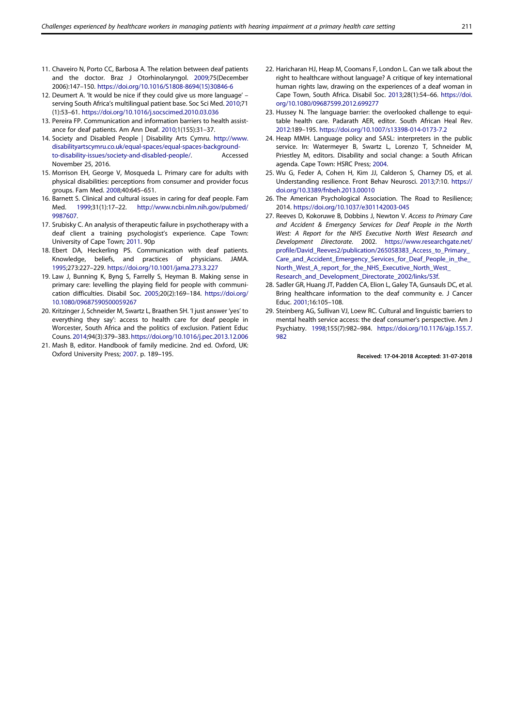11. Chaveiro N, Porto CC, Barbosa A. The relation between deaf patients and the doctor. Braz J Otorhinolaryngol. 2009;75(December 2006):147–150. https://doi.org/10.1016/S1808-8694(15)30846-6
12. Deumert A. 'It would be nice if they could give us more language' – serving South Africa's multilingual patient base. Soc Sci Med. 2010;71 (1):53–61. https://doi.org/10.1016/j.socscimed.2010.03.036
13. Pereira FP. Communication and information barriers to health assistance for deaf patients. Am Ann Deaf. 2010;1(155):31–37.
14. Society and Disabled People | Disability Arts Cymru. http://www.disabilityartscymru.co.uk/equal-spaces/equal-spaces-background-to-disability-issues/society-and-disabled-people/. Accessed November 25, 2016.
15. Morrison EH, George V, Mosqueda L. Primary care for adults with physical disabilities: perceptions from consumer and provider focus groups. Fam Med. 2008;40:645–651.
16. Barnett S. Clinical and cultural issues in caring for deaf people. Fam Med. 1999;31(1):17–22. http://www.ncbi.nlm.nih.gov/pubmed/9987607.
17. Srubisky C. An analysis of therapeutic failure in psychotherapy with a deaf client a training psychologist's experience. Cape Town: University of Cape Town; 2011. 90p
18. Ebert DA, Heckerling PS. Communication with deaf patients. Knowledge, beliefs, and practices of physicians. JAMA. 1995;273:227–229. https://doi.org/10.1001/jama.273.3.227
19. Law J, Bunning K, Byng S, Farrelly S, Heyman B. Making sense in primary care: levelling the playing field for people with communication difficulties. Disabil Soc. 2005;20(2):169–184. https://doi.org/10.1080/09687590500059267
20. Kritzinger J, Schneider M, Swartz L, Braathen SH. 'I just answer 'yes' to everything they say': access to health care for deaf people in Worcester, South Africa and the politics of exclusion. Patient Educ Couns. 2014;94(3):379–383. https://doi.org/10.1016/j.pec.2013.12.006
21. Mash B, editor. Handbook of family medicine. 2nd ed. Oxford, UK: Oxford University Press; 2007. p. 189–195.
22. Haricharan HJ, Heap M, Coomans F, London L. Can we talk about the right to healthcare without language? A critique of key international human rights law, drawing on the experiences of a deaf woman in Cape Town, South Africa. Disabil Soc. 2013;28(1):54–66. https://doi.org/10.1080/09687599.2012.699277
23. Hussey N. The language barrier: the overlooked challenge to equitable health care. Padarath AER, editor. South African Heal Rev. 2012:189–195. https://doi.org/10.1007/s13398-014-0173-7.2
24. Heap MMH. Language policy and SASL: interpreters in the public service. In: Watermeyer B, Swartz L, Lorenzo T, Schneider M, Priestley M, editors. Disability and social change: a South African agenda. Cape Town: HSRC Press; 2004.
25. Wu G, Feder A, Cohen H, Kim JJ, Calderon S, Charney DS, et al. Understanding resilience. Front Behav Neurosci. 2013;7:10. https://doi.org/10.3389/fnbeh.2013.00010
26. The American Psychological Association. The Road to Resilience; 2014. https://doi.org/10.1037/e301142003-045
27. Reeves D, Kokoruwe B, Dobbins J, Newton V. *Access to Primary Care and Accident & Emergency Services for Deaf People in the North West: A Report for the NHS Executive North West Research and Development Directorate*. 2002. https://www.researchgate.net/profile/David_Reeves2/publication/265058383_Access_to_Primary_Care_and_Accident_Emergency_Services_for_Deaf_People_in_the_North_West_A_report_for_the_NHS_Executive_North_West_Research_and_Development_Directorate_2002/links/53f.
28. Sadler GR, Huang JT, Padden CA, Elion L, Galey TA, Gunsauls DC, et al. Bring healthcare information to the deaf community e. J Cancer Educ. 2001;16:105–108.
29. Steinberg AG, Sullivan VJ, Loew RC. Cultural and linguistic barriers to mental health service access: the deaf consumer's perspective. Am J Psychiatry. 1998;155(7):982–984. https://doi.org/10.1176/ajp.155.7.982

**Received: 17-04-2018 Accepted: 31-07-2018**